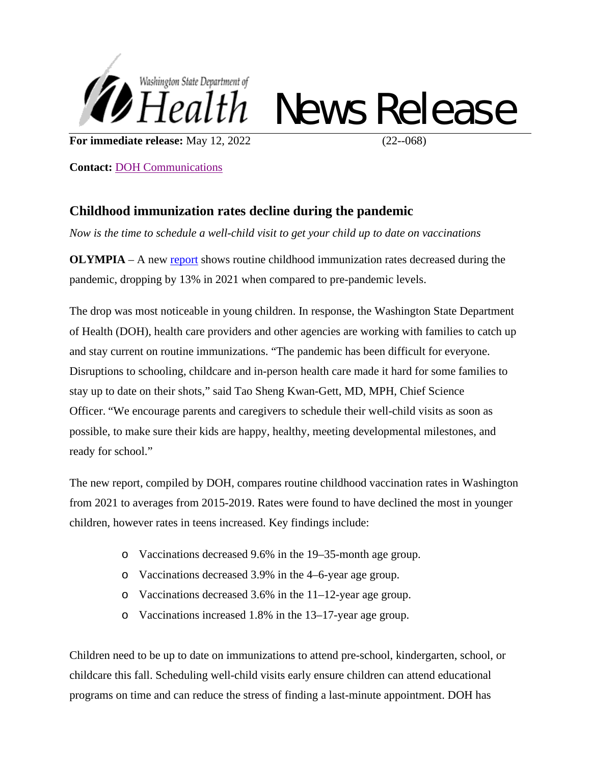Washington State Department of Health **News Release**

**For immediate release:** May 12, 2022 (22--068)

**Contact:** DOH Communications

## Childhood immunization rates decline during the pandemic

*Now is the time to schedule a well-child visit to get your child up to date on vaccinations*

**OLYMPIA** – A new report shows routine childhood immunization rates decreased during the pandemic, dropping by 13% in 2021 when compared to pre-pandemic levels.

The drop was most noticeable in young children. In response, the Washington State Department of Health (DOH), health care providers and other agencies are working with families to catch up and stay current on routine immunizations. "The pandemic has been difficult for everyone. Disruptions to schooling, childcare and in-person health care made it hard for some families to stay up to date on their shots," said Tao Sheng Kwan-Gett, MD, MPH, Chief Science Officer. "We encourage parents and caregivers to schedule their well-child visits as soon as possible, to make sure their kids are happy, healthy, meeting developmental milestones, and ready for school."

The new report, compiled by DOH, compares routine childhood vaccination rates in Washington from 2021 to averages from 2015-2019. Rates were found to have declined the most in younger children, however rates in teens increased. Key findings include:

- Vaccinations decreased 9.6% in the 19–35-month age group.
- Vaccinations decreased 3.9% in the 4–6-year age group.
- Vaccinations decreased 3.6% in the 11–12-year age group.
- Vaccinations increased 1.8% in the 13–17-year age group.

Children need to be up to date on immunizations to attend pre-school, kindergarten, school, or childcare this fall. Scheduling well-child visits early ensure children can attend educational programs on time and can reduce the stress of finding a last-minute appointment. DOH has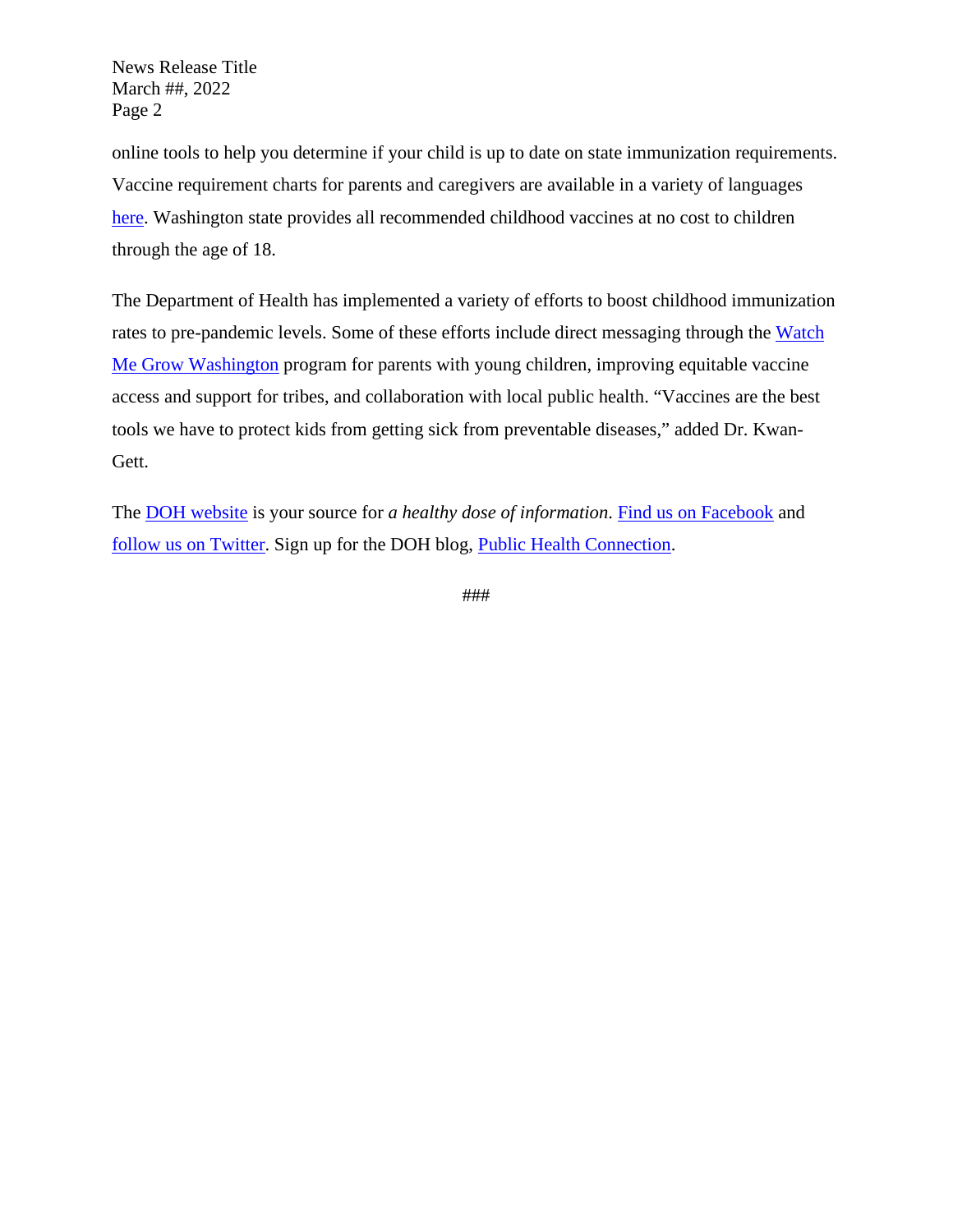online tools to help you determine if your child is up to date on state immunization requirements. Vaccine requirement charts for parents and caregivers are available in a variety of languages here. Washington state provides all recommended childhood vaccines at no cost to children through the age of 18.

The Department of Health has implemented a variety of efforts to boost childhood immunization rates to pre-pandemic levels. Some of these efforts include direct messaging through the Watch Me Grow Washington program for parents with young children, improving equitable vaccine access and support for tribes, and collaboration with local public health. “Vaccines are the best tools we have to protect kids from getting sick from preventable diseases,” added Dr. Kwan-Gett.

The DOH website is your source for *a healthy dose of information*. Find us on Facebook and follow us on Twitter. Sign up for the DOH blog, Public Health Connection.

###